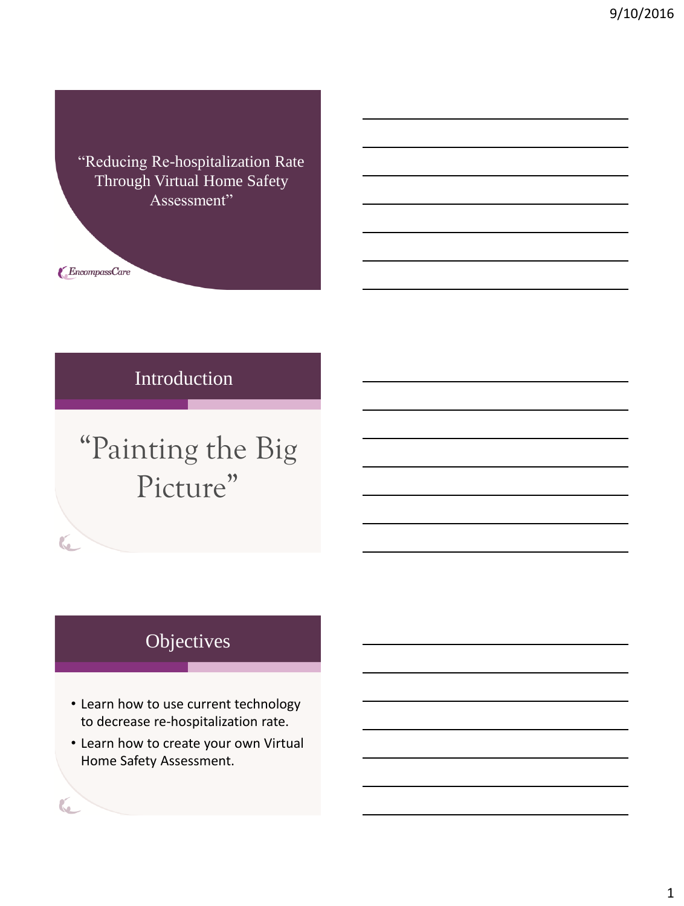# "Reducing Re-hospitalization Rate Through Virtual Home Safety Assessment"

EncompassCare

## Introduction

"Painting the Big Picture"

## Objectives

- Learn how to use current technology to decrease re-hospitalization rate.
- Learn how to create your own Virtual Home Safety Assessment.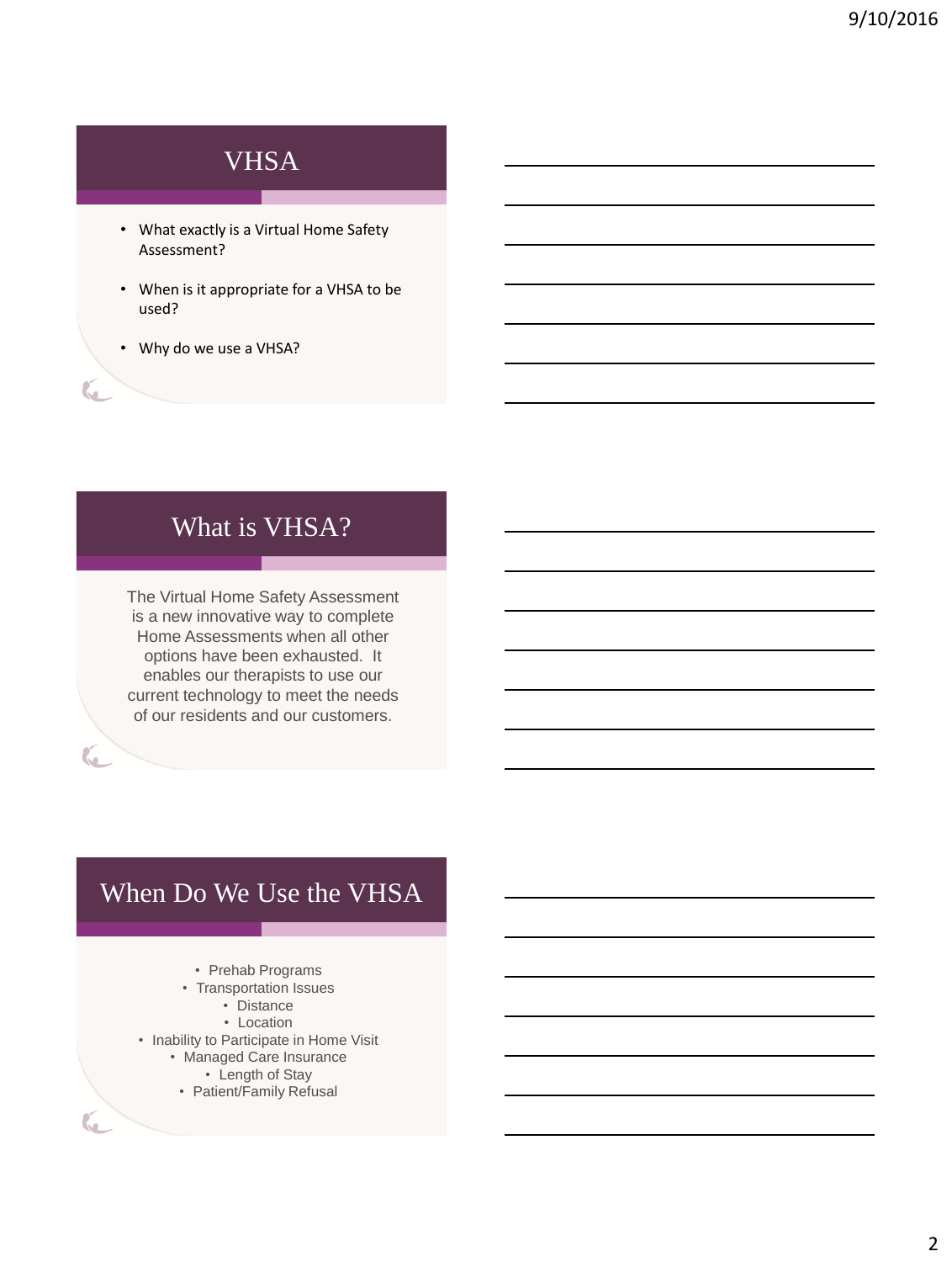## VHSA

- What exactly is a Virtual Home Safety Assessment?
- When is it appropriate for a VHSA to be used?
- Why do we use a VHSA?

## What is VHSA?

The Virtual Home Safety Assessment is a new innovative way to complete Home Assessments when all other options have been exhausted. It enables our therapists to use our current technology to meet the needs of our residents and our customers.

## When Do We Use the VHSA

- Prehab Programs
- Transportation Issues
  - Distance
  - Location
- Inability to Participate in Home Visit
  - Managed Care Insurance
    - Length of Stay
  - Patient/Family Refusal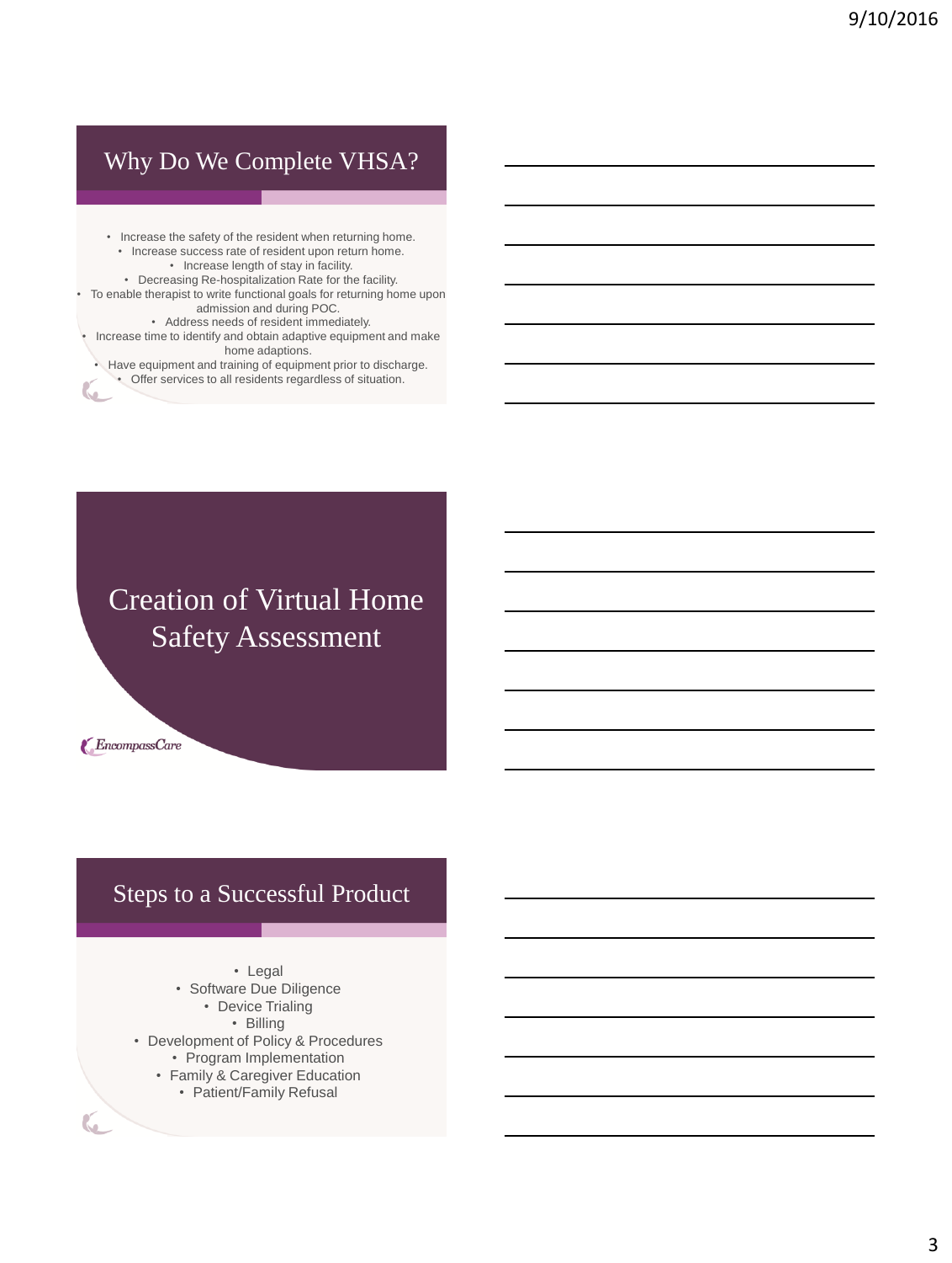## Why Do We Complete VHSA?

- Increase the safety of the resident when returning home.
- Increase success rate of resident upon return home.
- Increase length of stay in facility.
- Decreasing Re-hospitalization Rate for the facility.
- To enable therapist to write functional goals for returning home upon admission and during POC.
- Address needs of resident immediately.
- Increase time to identify and obtain adaptive equipment and make home adaptions.
- Have equipment and training of equipment prior to discharge.
- Offer services to all residents regardless of situation.

## Creation of Virtual Home Safety Assessment

EncompassCare

## Steps to a Successful Product

- Legal
- Software Due Diligence
- Device Trialing
- Billing
- Development of Policy & Procedures
- Program Implementation
- Family & Caregiver Education
- Patient/Family Refusal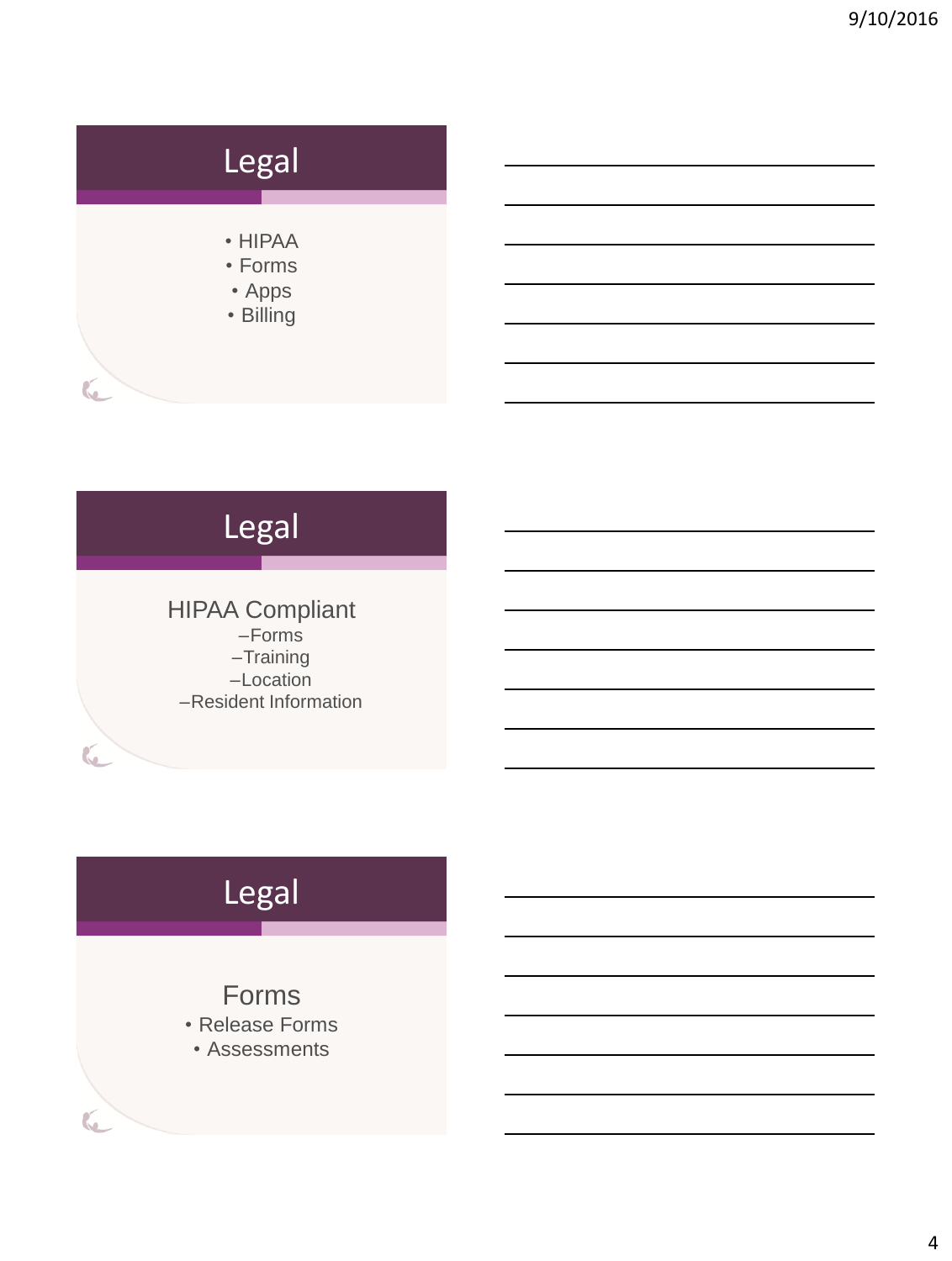## Legal

- HIPAA
- Forms
- Apps
- Billing

## Legal

HIPAA Compliant

- –Forms
- –Training
- –Location
- –Resident Information

## Legal

Forms

- Release Forms
- Assessments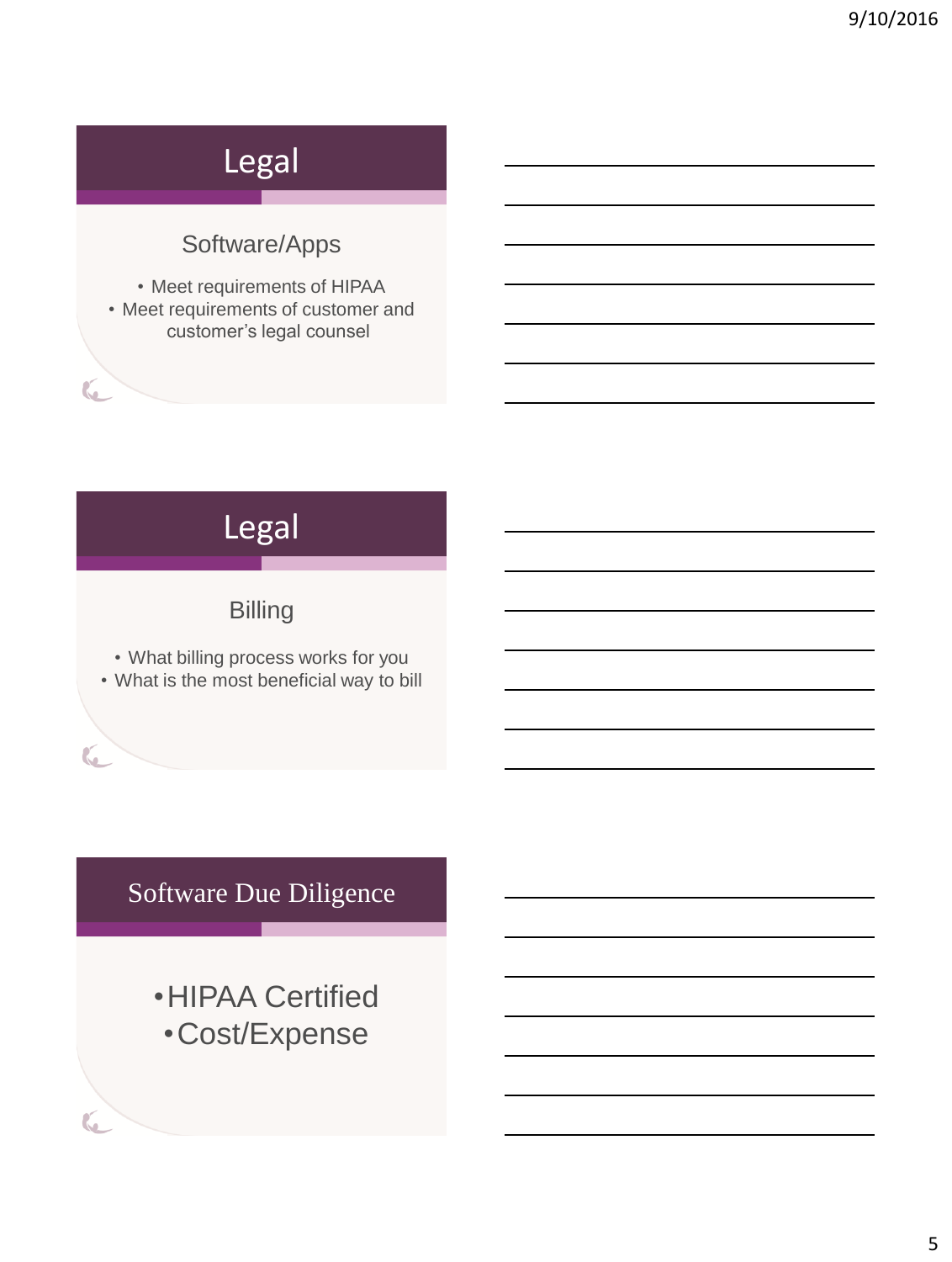## Legal

### Software/Apps

- Meet requirements of HIPAA
- Meet requirements of customer and customer's legal counsel

## Legal

### Billing

- What billing process works for you
- What is the most beneficial way to bill

## Software Due Diligence

- HIPAA Certified
- Cost/Expense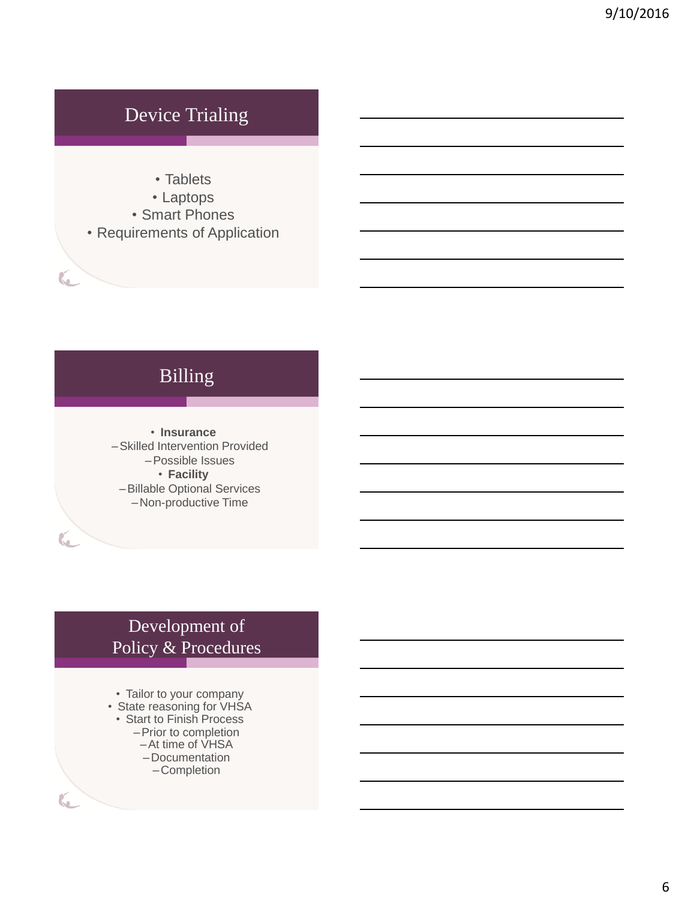## Device Trialing

- Tablets
- Laptops
- Smart Phones
- Requirements of Application

## Billing

- **Insurance**
  - Skilled Intervention Provided
  - Possible Issues
- **Facility**
  - Billable Optional Services
  - Non-productive Time

## Development of Policy & Procedures

- Tailor to your company
- State reasoning for VHSA
- Start to Finish Process
  - Prior to completion
  - At time of VHSA
  - Documentation
  - Completion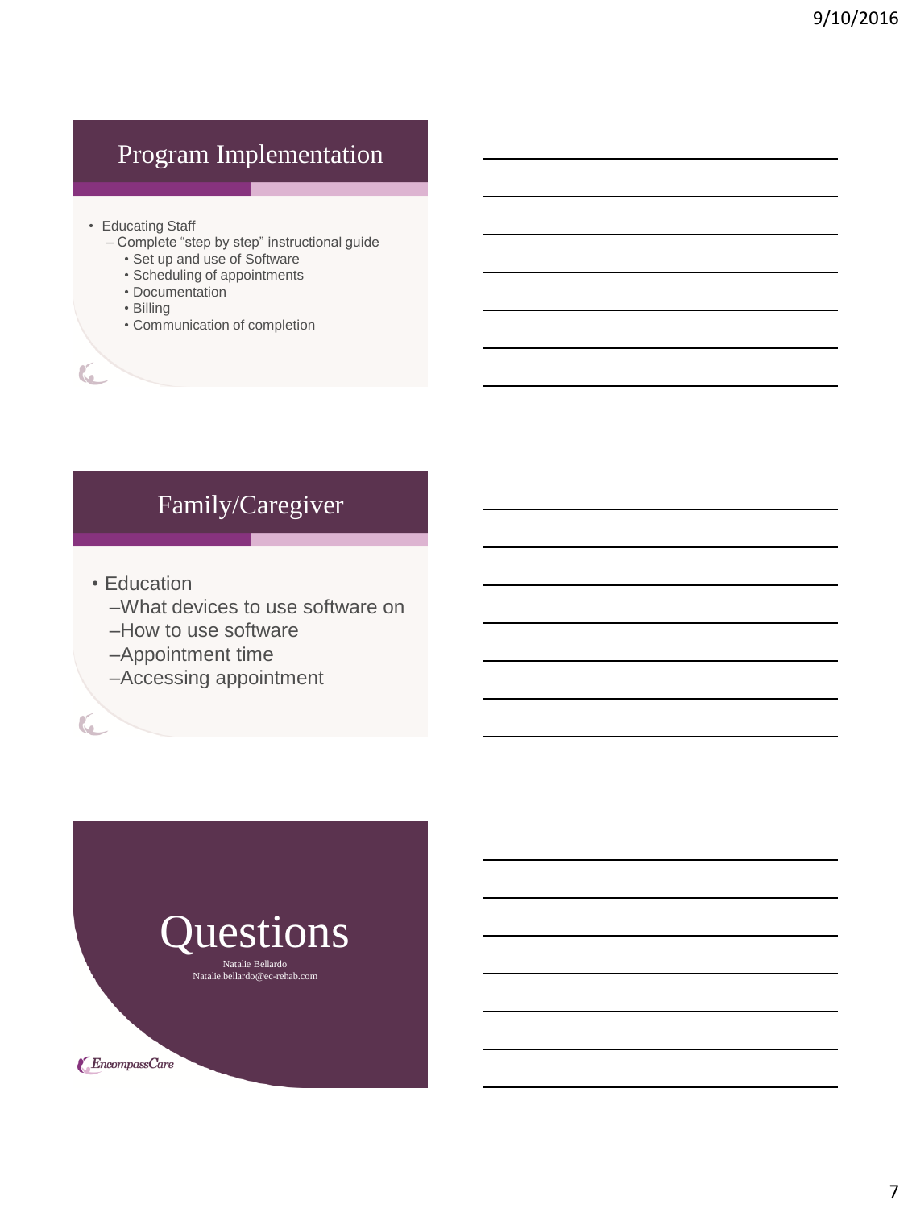## Program Implementation

- Educating Staff
  - Complete "step by step" instructional guide
    - Set up and use of Software
    - Scheduling of appointments
    - Documentation
    - Billing
    - Communication of completion

## Family/Caregiver

- Education
  - What devices to use software on
  - How to use software
  - Appointment time
  - Accessing appointment

# Questions

Natalie Bellardo
Natalie.bellardo@ec-rehab.com

EncompassCare